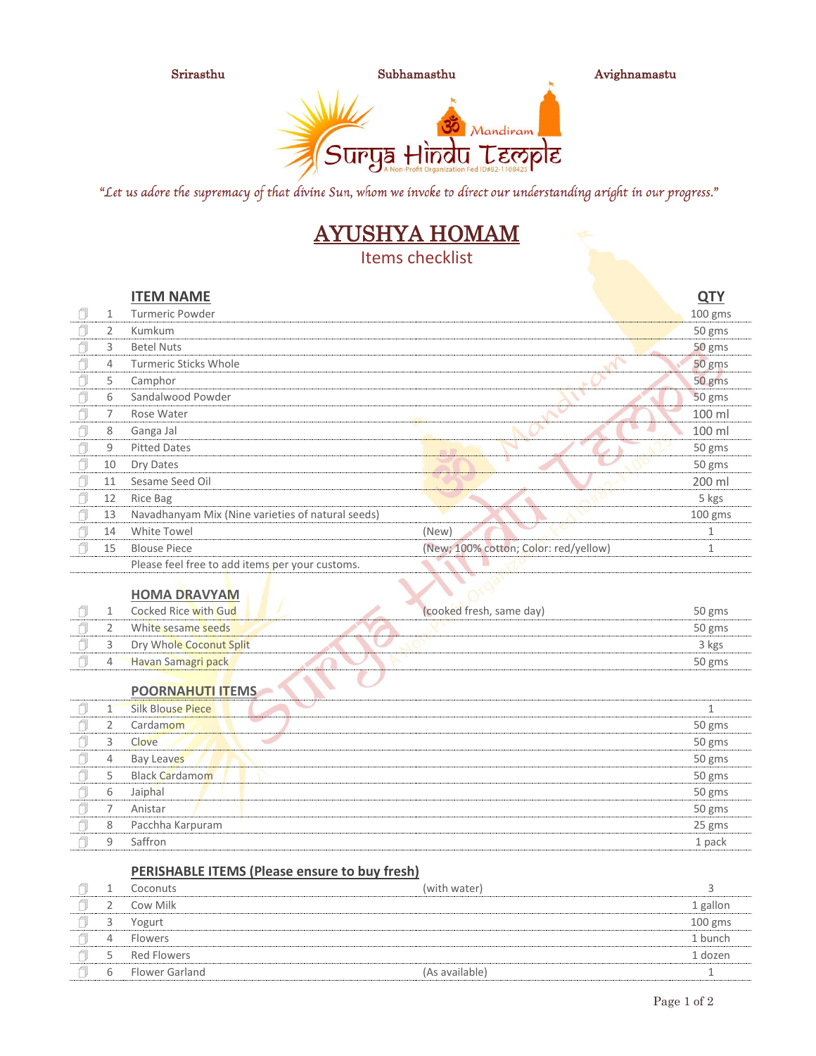Srirasthu Subhamasthu Avighnamastu

Surya Hindu Temple — Mandiram

A Non-Profit Organization Fed ID#82-1108425

*"Let us adore the supremacy of that divine Sun, whom we invoke to direct our understanding aright in our progress."*

# AYUSHYA HOMAM

## Items checklist

| | # | ITEM NAME | | QTY |
|---|---|---|---|---|
| ☐ | 1 | Turmeric Powder | | 100 gms |
| ☐ | 2 | Kumkum | | 50 gms |
| ☐ | 3 | Betel Nuts | | 50 gms |
| ☐ | 4 | Turmeric Sticks Whole | | 50 gms |
| ☐ | 5 | Camphor | | 50 gms |
| ☐ | 6 | Sandalwood Powder | | 50 gms |
| ☐ | 7 | Rose Water | | 100 ml |
| ☐ | 8 | Ganga Jal | | 100 ml |
| ☐ | 9 | Pitted Dates | | 50 gms |
| ☐ | 10 | Dry Dates | | 50 gms |
| ☐ | 11 | Sesame Seed Oil | | 200 ml |
| ☐ | 12 | Rice Bag | | 5 kgs |
| ☐ | 13 | Navadhanyam Mix (Nine varieties of natural seeds) | | 100 gms |
| ☐ | 14 | White Towel | (New) | 1 |
| ☐ | 15 | Blouse Piece | (New; 100% cotton; Color: red/yellow) | 1 |
| | | Please feel free to add items per your customs. | | |

### HOMA DRAVYAM

| | # | ITEM NAME | | QTY |
|---|---|---|---|---|
| ☐ | 1 | Cocked Rice with Gud | (cooked fresh, same day) | 50 gms |
| ☐ | 2 | White sesame seeds | | 50 gms |
| ☐ | 3 | Dry Whole Coconut Split | | 3 kgs |
| ☐ | 4 | Havan Samagri pack | | 50 gms |

### POORNAHUTI ITEMS

| | # | ITEM NAME | | QTY |
|---|---|---|---|---|
| ☐ | 1 | Silk Blouse Piece | | 1 |
| ☐ | 2 | Cardamom | | 50 gms |
| ☐ | 3 | Clove | | 50 gms |
| ☐ | 4 | Bay Leaves | | 50 gms |
| ☐ | 5 | Black Cardamom | | 50 gms |
| ☐ | 6 | Jaiphal | | 50 gms |
| ☐ | 7 | Anistar | | 50 gms |
| ☐ | 8 | Pacchha Karpuram | | 25 gms |
| ☐ | 9 | Saffron | | 1 pack |

### PERISHABLE ITEMS (Please ensure to buy fresh)

| | # | ITEM NAME | | QTY |
|---|---|---|---|---|
| ☐ | 1 | Coconuts | (with water) | 3 |
| ☐ | 2 | Cow Milk | | 1 gallon |
| ☐ | 3 | Yogurt | | 100 gms |
| ☐ | 4 | Flowers | | 1 bunch |
| ☐ | 5 | Red Flowers | | 1 dozen |
| ☐ | 6 | Flower Garland | (As available) | 1 |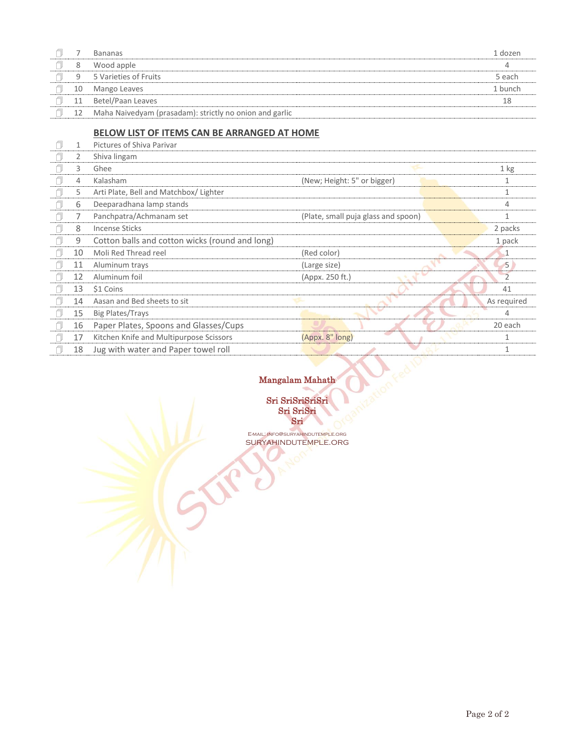| | | | | |
|---|---|---|---|---|
| ☐ | 7 | Bananas | | 1 dozen |
| ☐ | 8 | Wood apple | | 4 |
| ☐ | 9 | 5 Varieties of Fruits | | 5 each |
| ☐ | 10 | Mango Leaves | | 1 bunch |
| ☐ | 11 | Betel/Paan Leaves | | 18 |
| ☐ | 12 | Maha Naivedyam (prasadam): strictly no onion and garlic | | |

**BELOW LIST OF ITEMS CAN BE ARRANGED AT HOME**

| | | | | |
|---|---|---|---|---|
| ☐ | 1 | Pictures of Shiva Parivar | | |
| ☐ | 2 | Shiva lingam | | |
| ☐ | 3 | Ghee | | 1 kg |
| ☐ | 4 | Kalasham | (New; Height: 5" or bigger) | 1 |
| ☐ | 5 | Arti Plate, Bell and Matchbox/ Lighter | | 1 |
| ☐ | 6 | Deeparadhana lamp stands | | 4 |
| ☐ | 7 | Panchpatra/Achmanam set | (Plate, small puja glass and spoon) | 1 |
| ☐ | 8 | Incense Sticks | | 2 packs |
| ☐ | 9 | Cotton balls and cotton wicks (round and long) | | 1 pack |
| ☐ | 10 | Moli Red Thread reel | (Red color) | 1 |
| ☐ | 11 | Aluminum trays | (Large size) | 5 |
| ☐ | 12 | Aluminum foil | (Appx. 250 ft.) | 2 |
| ☐ | 13 | $1 Coins | | 41 |
| ☐ | 14 | Aasan and Bed sheets to sit | | As required |
| ☐ | 15 | Big Plates/Trays | | 4 |
| ☐ | 16 | Paper Plates, Spoons and Glasses/Cups | | 20 each |
| ☐ | 17 | Kitchen Knife and Multipurpose Scissors | (Appx. 8" long) | 1 |
| ☐ | 18 | Jug with water and Paper towel roll | | 1 |

Mangalam Mahath

Sri SriSriSriSri
Sri SriSri
Sri

E-MAIL: INFO@SURYAHINDUTEMPLE.ORG
SURYAHINDUTEMPLE.ORG